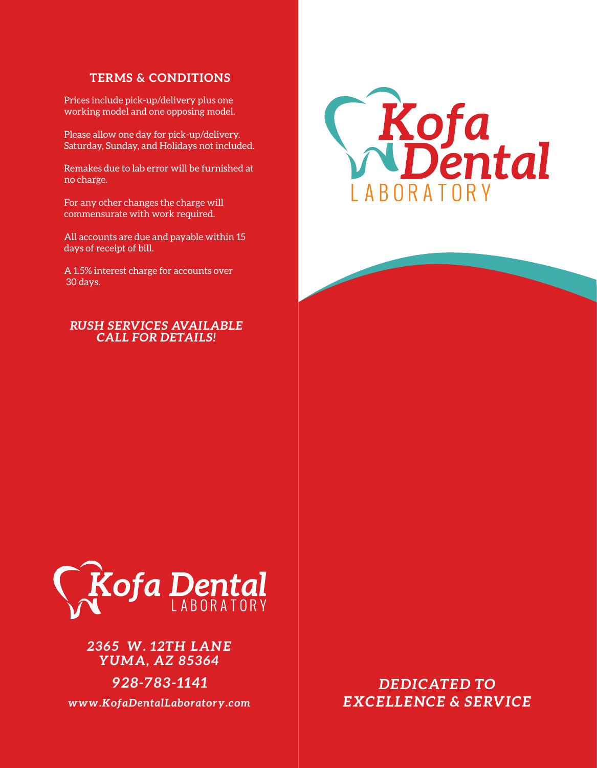## TERMS & CONDITIONS

Prices include pick-up/delivery plus one working model and one opposing model.

Please allow one day for pick-up/delivery. Saturday, Sunday, and Holidays not included.

Remakes due to lab error will be furnished at no charge.

For any other changes the charge will commensurate with work required.

All accounts are due and payable within 15 days of receipt of bill.

A 1.5% interest charge for accounts over 30 days.

***RUSH SERVICES AVAILABLE CALL FOR DETAILS!***

Kofa Dental LABORATORY

*2365 W. 12TH LANE*
*YUMA, AZ 85364*

*928-783-1141*

*www.KofaDentalLaboratory.com*

# Kofa Dental LABORATORY

***DEDICATED TO EXCELLENCE & SERVICE***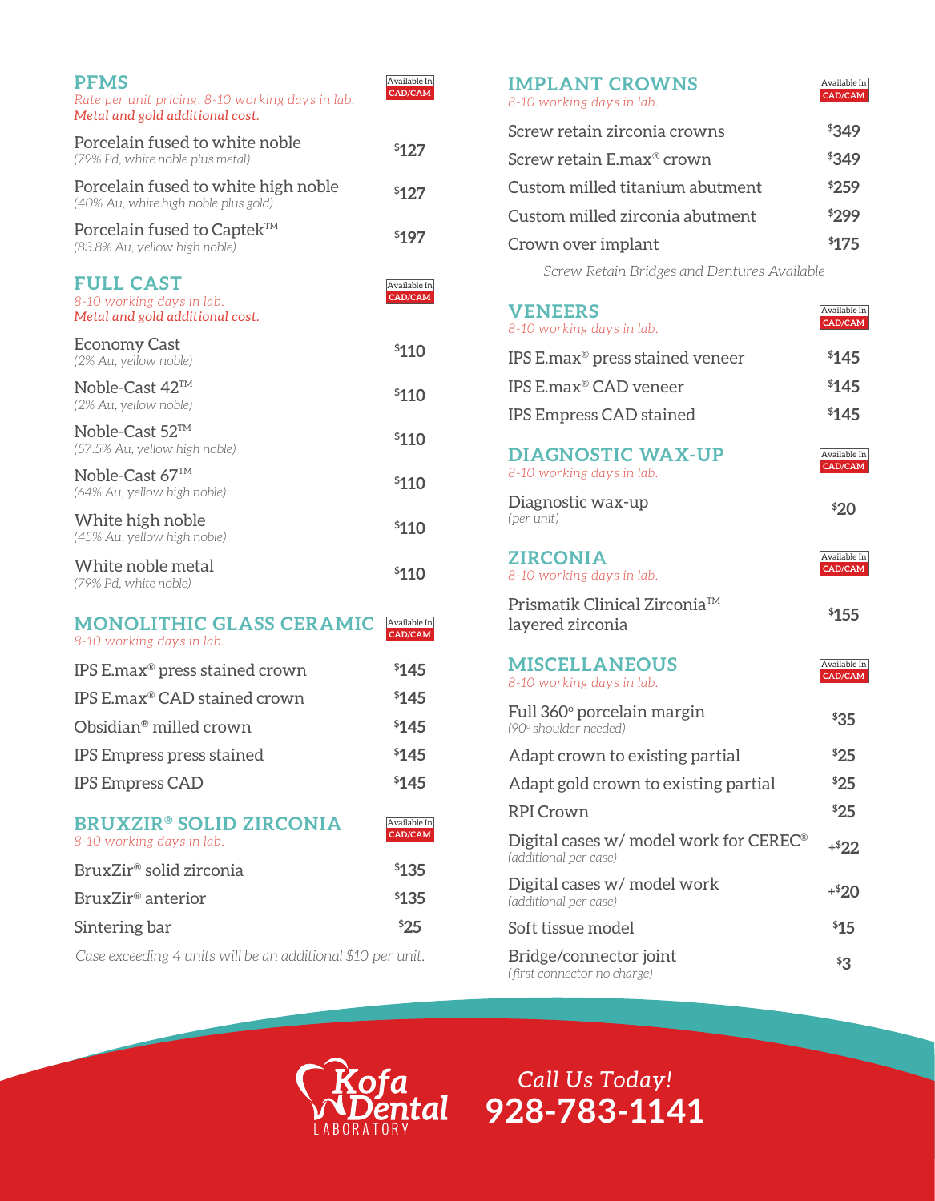## PFMS

Available In **CAD/CAM**

*Rate per unit pricing. 8-10 working days in lab.*
***Metal and gold additional cost.***

| | |
|---|---|
| Porcelain fused to white noble *(79% Pd, white noble plus metal)* | $127 |
| Porcelain fused to white high noble *(40% Au, white high noble plus gold)* | $127 |
| Porcelain fused to Captek™ *(83.8% Au, yellow high noble)* | $197 |

## FULL CAST

Available In **CAD/CAM**

*8-10 working days in lab.*
***Metal and gold additional cost.***

| | |
|---|---|
| Economy Cast *(2% Au, yellow noble)* | $110 |
| Noble-Cast 42™ *(2% Au, yellow noble)* | $110 |
| Noble-Cast 52™ *(57.5% Au, yellow high noble)* | $110 |
| Noble-Cast 67™ *(64% Au, yellow high noble)* | $110 |
| White high noble *(45% Au, yellow high noble)* | $110 |
| White noble metal *(79% Pd, white noble)* | $110 |

## MONOLITHIC GLASS CERAMIC

Available In **CAD/CAM**

*8-10 working days in lab.*

| | |
|---|---|
| IPS E.max® press stained crown | $145 |
| IPS E.max® CAD stained crown | $145 |
| Obsidian® milled crown | $145 |
| IPS Empress press stained | $145 |
| IPS Empress CAD | $145 |

## BRUXZIR® SOLID ZIRCONIA

Available In **CAD/CAM**

*8-10 working days in lab.*

| | |
|---|---|
| BruxZir® solid zirconia | $135 |
| BruxZir® anterior | $135 |
| Sintering bar | $25 |

*Case exceeding 4 units will be an additional $10 per unit.*

## IMPLANT CROWNS

Available In **CAD/CAM**

*8-10 working days in lab.*

| | |
|---|---|
| Screw retain zirconia crowns | $349 |
| Screw retain E.max® crown | $349 |
| Custom milled titanium abutment | $259 |
| Custom milled zirconia abutment | $299 |
| Crown over implant | $175 |

*Screw Retain Bridges and Dentures Available*

## VENEERS

Available In **CAD/CAM**

*8-10 working days in lab.*

| | |
|---|---|
| IPS E.max® press stained veneer | $145 |
| IPS E.max® CAD veneer | $145 |
| IPS Empress CAD stained | $145 |

## DIAGNOSTIC WAX-UP

Available In **CAD/CAM**

*8-10 working days in lab.*

| | |
|---|---|
| Diagnostic wax-up *(per unit)* | $20 |

## ZIRCONIA

Available In **CAD/CAM**

*8-10 working days in lab.*

| | |
|---|---|
| Prismatik Clinical Zirconia™ layered zirconia | $155 |

## MISCELLANEOUS

Available In **CAD/CAM**

*8-10 working days in lab.*

| | |
|---|---|
| Full 360° porcelain margin *(90° shoulder needed)* | $35 |
| Adapt crown to existing partial | $25 |
| Adapt gold crown to existing partial | $25 |
| RPI Crown | $25 |
| Digital cases w/ model work for CEREC® *(additional per case)* | +$22 |
| Digital cases w/ model work *(additional per case)* | +$20 |
| Soft tissue model | $15 |
| Bridge/connector joint *(first connector no charge)* | $3 |

Kofa Dental LABORATORY

*Call Us Today!*
**928-783-1141**